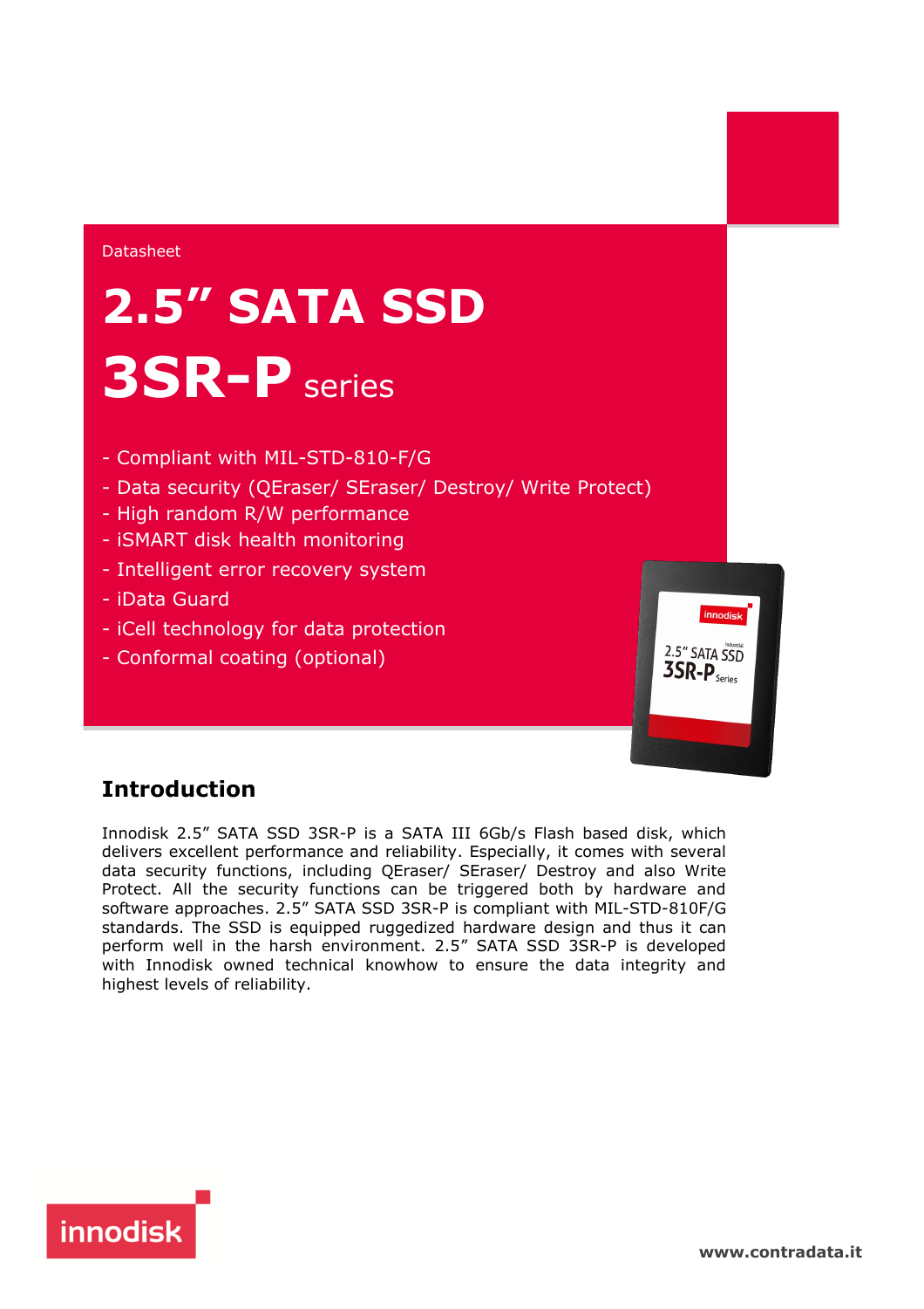Datasheet

# 2.5" SATA SSD

# 3SR-P series

- Compliant with MIL-STD-810-F/G
- Data security (QEraser/ SEraser/ Destroy/ Write Protect)
- High random R/W performance
- iSMART disk health monitoring
- Intelligent error recovery system
- iData Guard
- iCell technology for data protection
- Conformal coating (optional)

## Introduction

Innodisk 2.5" SATA SSD 3SR-P is a SATA III 6Gb/s Flash based disk, which delivers excellent performance and reliability. Especially, it comes with several data security functions, including QEraser/ SEraser/ Destroy and also Write Protect. All the security functions can be triggered both by hardware and software approaches. 2.5" SATA SSD 3SR-P is compliant with MIL-STD-810F/G standards. The SSD is equipped ruggedized hardware design and thus it can perform well in the harsh environment. 2.5" SATA SSD 3SR-P is developed with Innodisk owned technical knowhow to ensure the data integrity and highest levels of reliability.

innodisk

www.contradata.it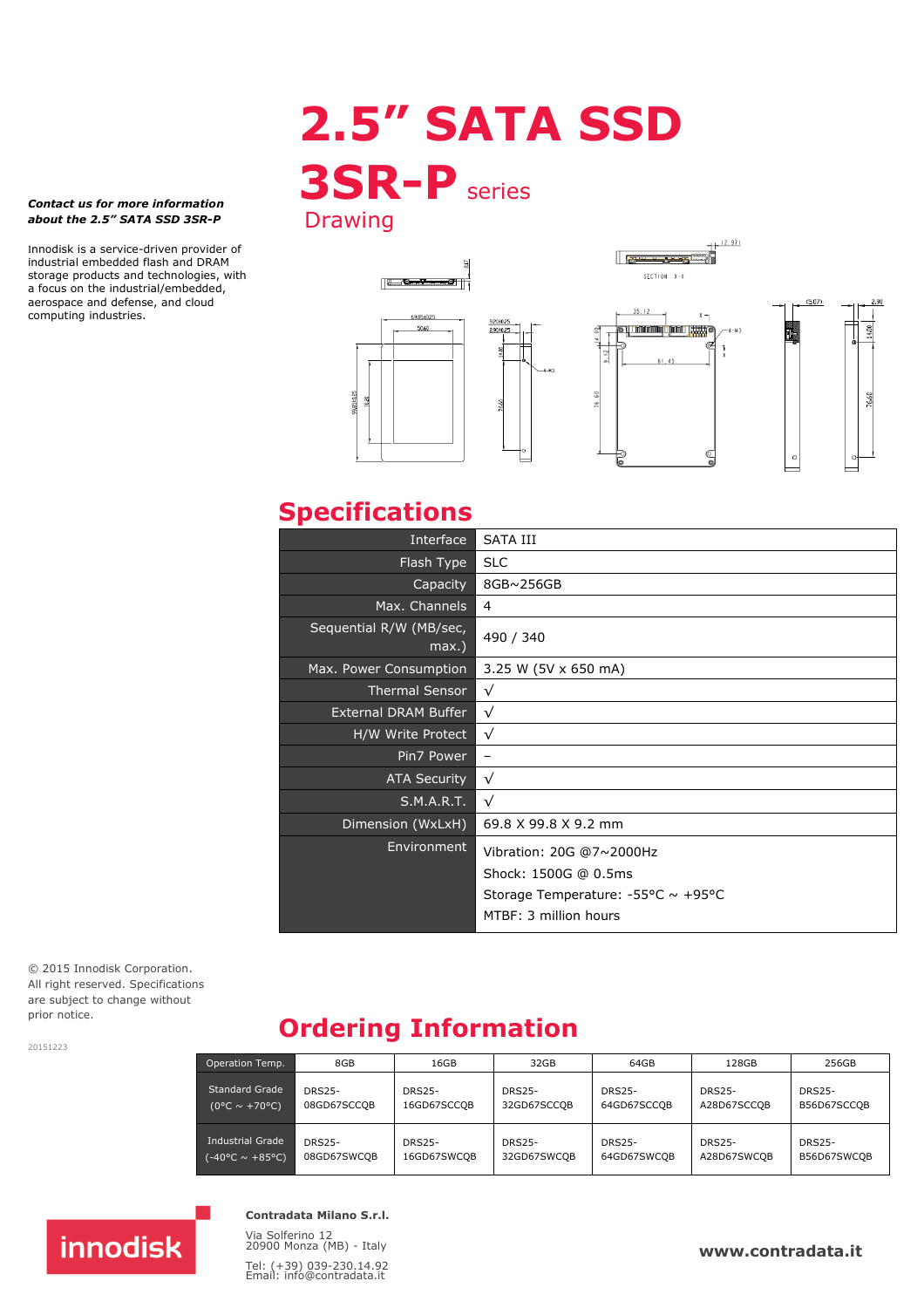# 2.5" SATA SSD 3SR-P series

## Drawing

***Contact us for more information about the 2.5" SATA SSD 3SR-P***

Innodisk is a service-driven provider of industrial embedded flash and DRAM storage products and technologies, with a focus on the industrial/embedded, aerospace and defense, and cloud computing industries.

## Specifications

| | |
|---|---|
| Interface | SATA III |
| Flash Type | SLC |
| Capacity | 8GB~256GB |
| Max. Channels | 4 |
| Sequential R/W (MB/sec, max.) | 490 / 340 |
| Max. Power Consumption | 3.25 W (5V x 650 mA) |
| Thermal Sensor | √ |
| External DRAM Buffer | √ |
| H/W Write Protect | √ |
| Pin7 Power | – |
| ATA Security | √ |
| S.M.A.R.T. | √ |
| Dimension (WxLxH) | 69.8 X 99.8 X 9.2 mm |
| Environment | Vibration: 20G @7~2000Hz<br>Shock: 1500G @ 0.5ms<br>Storage Temperature: -55°C ~ +95°C<br>MTBF: 3 million hours |

© 2015 Innodisk Corporation.
All right reserved. Specifications are subject to change without prior notice.

20151223

## Ordering Information

| Operation Temp. | 8GB | 16GB | 32GB | 64GB | 128GB | 256GB |
|---|---|---|---|---|---|---|
| Standard Grade (0°C ~ +70°C) | DRS25-08GD67SCCQB | DRS25-16GD67SCCQB | DRS25-32GD67SCCQB | DRS25-64GD67SCCQB | DRS25-A28D67SCCQB | DRS25-B56D67SCCQB |
| Industrial Grade (-40°C ~ +85°C) | DRS25-08GD67SWCQB | DRS25-16GD67SWCQB | DRS25-32GD67SWCQB | DRS25-64GD67SWCQB | DRS25-A28D67SWCQB | DRS25-B56D67SWCQB |

innodisk

**Contradata Milano S.r.l.**

Via Solferino 12
20900 Monza (MB) - Italy

Tel: (+39) 039-230.14.92
Email: info@contradata.it

**www.contradata.it**